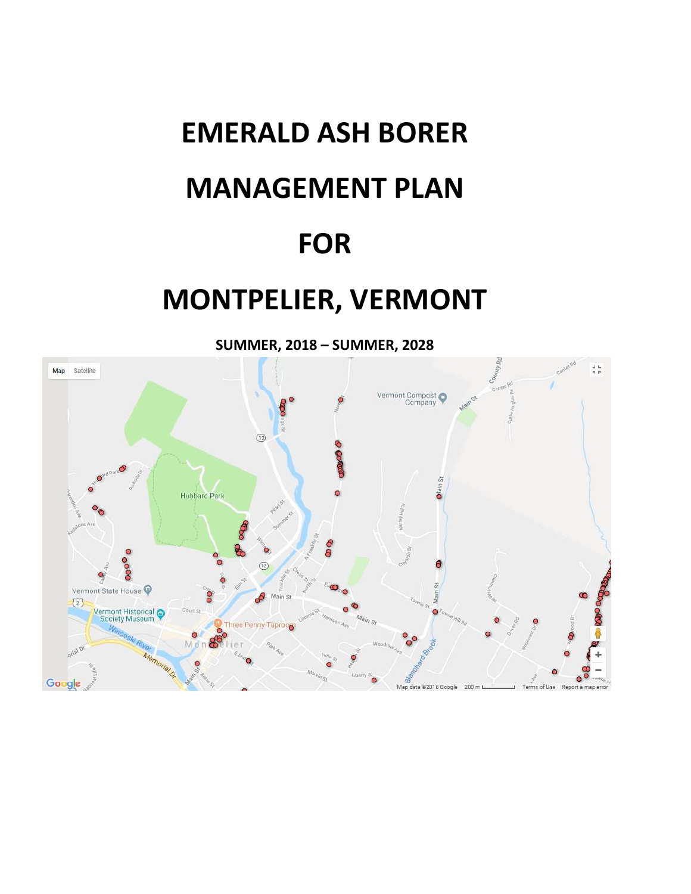# EMERALD ASH BORER

# MANAGEMENT PLAN

# FOR

# MONTPELIER, VERMONT

**SUMMER, 2018 – SUMMER, 2028**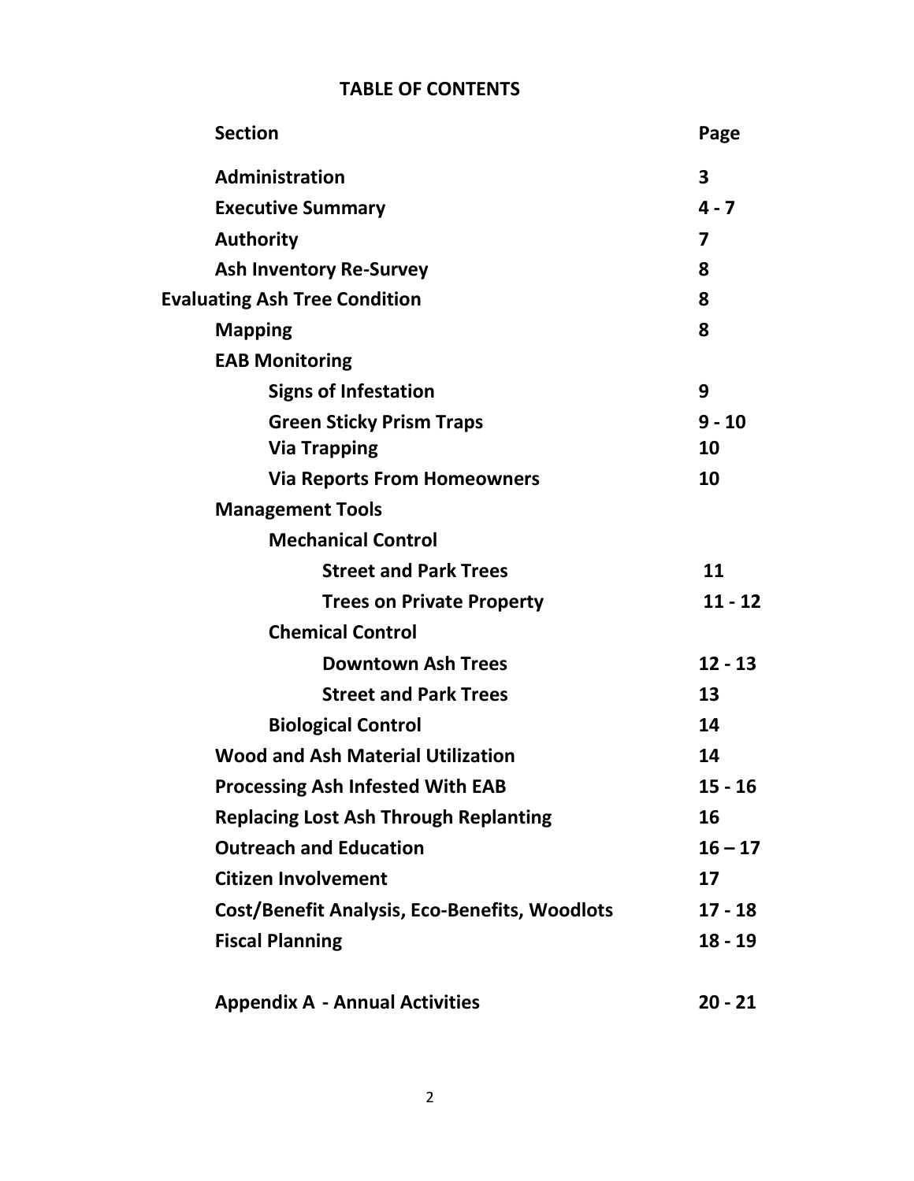# TABLE OF CONTENTS

| Section | Page |
|---|---|
| **Administration** | **3** |
| **Executive Summary** | **4 - 7** |
| **Authority** | **7** |
| **Ash Inventory Re-Survey** | **8** |
| **Evaluating Ash Tree Condition** | **8** |
| **Mapping** | **8** |
| **EAB Monitoring** | |
| **Signs of Infestation** | **9** |
| **Green Sticky Prism Traps** | **9 - 10** |
| **Via Trapping** | **10** |
| **Via Reports From Homeowners** | **10** |
| **Management Tools** | |
| **Mechanical Control** | |
| **Street and Park Trees** | **11** |
| **Trees on Private Property** | **11 - 12** |
| **Chemical Control** | |
| **Downtown Ash Trees** | **12 - 13** |
| **Street and Park Trees** | **13** |
| **Biological Control** | **14** |
| **Wood and Ash Material Utilization** | **14** |
| **Processing Ash Infested With EAB** | **15 - 16** |
| **Replacing Lost Ash Through Replanting** | **16** |
| **Outreach and Education** | **16 – 17** |
| **Citizen Involvement** | **17** |
| **Cost/Benefit Analysis, Eco-Benefits, Woodlots** | **17 - 18** |
| **Fiscal Planning** | **18 - 19** |
| **Appendix A - Annual Activities** | **20 - 21** |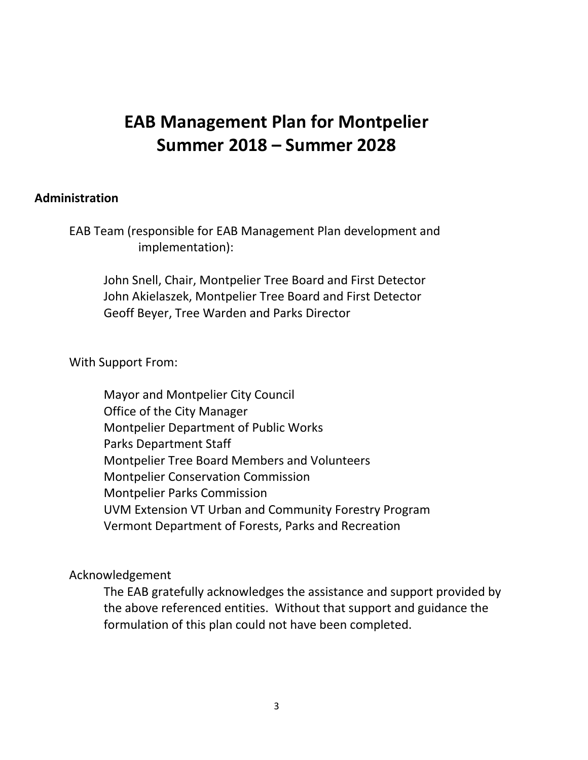# EAB Management Plan for Montpelier
# Summer 2018 – Summer 2028

## Administration

EAB Team (responsible for EAB Management Plan development and implementation):

John Snell, Chair, Montpelier Tree Board and First Detector
John Akielaszek, Montpelier Tree Board and First Detector
Geoff Beyer, Tree Warden and Parks Director

With Support From:

Mayor and Montpelier City Council
Office of the City Manager
Montpelier Department of Public Works
Parks Department Staff
Montpelier Tree Board Members and Volunteers
Montpelier Conservation Commission
Montpelier Parks Commission
UVM Extension VT Urban and Community Forestry Program
Vermont Department of Forests, Parks and Recreation

Acknowledgement

The EAB gratefully acknowledges the assistance and support provided by the above referenced entities. Without that support and guidance the formulation of this plan could not have been completed.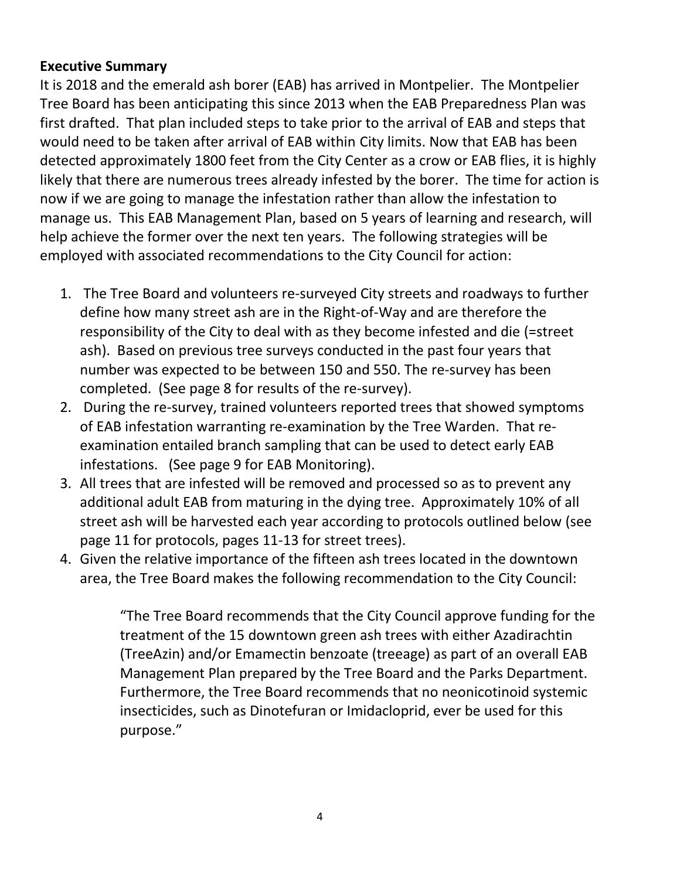**Executive Summary**

It is 2018 and the emerald ash borer (EAB) has arrived in Montpelier. The Montpelier Tree Board has been anticipating this since 2013 when the EAB Preparedness Plan was first drafted. That plan included steps to take prior to the arrival of EAB and steps that would need to be taken after arrival of EAB within City limits. Now that EAB has been detected approximately 1800 feet from the City Center as a crow or EAB flies, it is highly likely that there are numerous trees already infested by the borer. The time for action is now if we are going to manage the infestation rather than allow the infestation to manage us. This EAB Management Plan, based on 5 years of learning and research, will help achieve the former over the next ten years. The following strategies will be employed with associated recommendations to the City Council for action:

1. The Tree Board and volunteers re-surveyed City streets and roadways to further define how many street ash are in the Right-of-Way and are therefore the responsibility of the City to deal with as they become infested and die (=street ash). Based on previous tree surveys conducted in the past four years that number was expected to be between 150 and 550. The re-survey has been completed. (See page 8 for results of the re-survey).
2. During the re-survey, trained volunteers reported trees that showed symptoms of EAB infestation warranting re-examination by the Tree Warden. That re-examination entailed branch sampling that can be used to detect early EAB infestations. (See page 9 for EAB Monitoring).
3. All trees that are infested will be removed and processed so as to prevent any additional adult EAB from maturing in the dying tree. Approximately 10% of all street ash will be harvested each year according to protocols outlined below (see page 11 for protocols, pages 11-13 for street trees).
4. Given the relative importance of the fifteen ash trees located in the downtown area, the Tree Board makes the following recommendation to the City Council:

   > "The Tree Board recommends that the City Council approve funding for the treatment of the 15 downtown green ash trees with either Azadirachtin (TreeAzin) and/or Emamectin benzoate (treeage) as part of an overall EAB Management Plan prepared by the Tree Board and the Parks Department. Furthermore, the Tree Board recommends that no neonicotinoid systemic insecticides, such as Dinotefuran or Imidacloprid, ever be used for this purpose."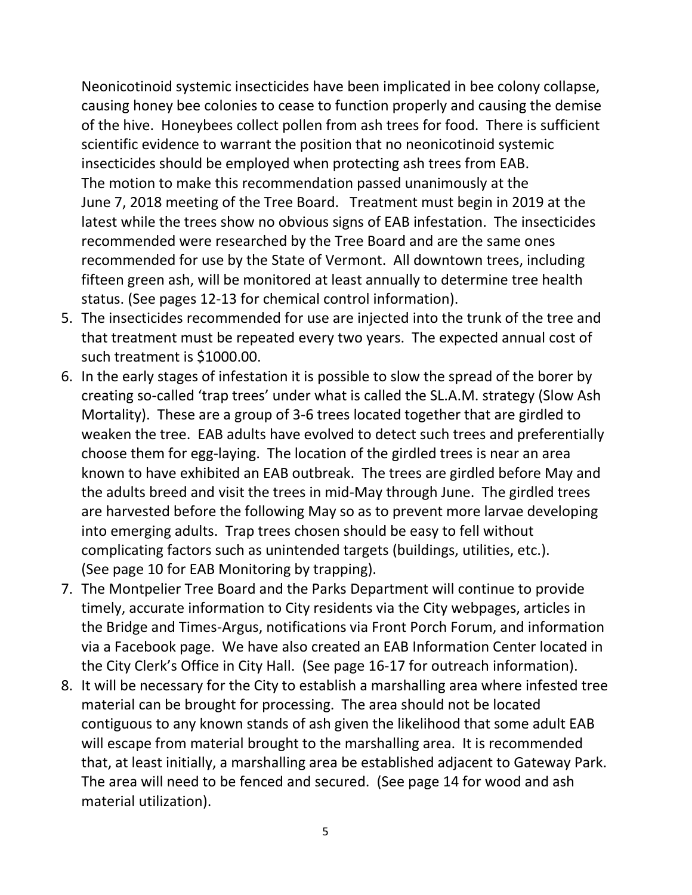Neonicotinoid systemic insecticides have been implicated in bee colony collapse, causing honey bee colonies to cease to function properly and causing the demise of the hive. Honeybees collect pollen from ash trees for food. There is sufficient scientific evidence to warrant the position that no neonicotinoid systemic insecticides should be employed when protecting ash trees from EAB. The motion to make this recommendation passed unanimously at the June 7, 2018 meeting of the Tree Board. Treatment must begin in 2019 at the latest while the trees show no obvious signs of EAB infestation. The insecticides recommended were researched by the Tree Board and are the same ones recommended for use by the State of Vermont. All downtown trees, including fifteen green ash, will be monitored at least annually to determine tree health status. (See pages 12-13 for chemical control information).

5. The insecticides recommended for use are injected into the trunk of the tree and that treatment must be repeated every two years. The expected annual cost of such treatment is $1000.00.
6. In the early stages of infestation it is possible to slow the spread of the borer by creating so-called 'trap trees' under what is called the SL.A.M. strategy (Slow Ash Mortality). These are a group of 3-6 trees located together that are girdled to weaken the tree. EAB adults have evolved to detect such trees and preferentially choose them for egg-laying. The location of the girdled trees is near an area known to have exhibited an EAB outbreak. The trees are girdled before May and the adults breed and visit the trees in mid-May through June. The girdled trees are harvested before the following May so as to prevent more larvae developing into emerging adults. Trap trees chosen should be easy to fell without complicating factors such as unintended targets (buildings, utilities, etc.). (See page 10 for EAB Monitoring by trapping).
7. The Montpelier Tree Board and the Parks Department will continue to provide timely, accurate information to City residents via the City webpages, articles in the Bridge and Times-Argus, notifications via Front Porch Forum, and information via a Facebook page. We have also created an EAB Information Center located in the City Clerk's Office in City Hall. (See page 16-17 for outreach information).
8. It will be necessary for the City to establish a marshalling area where infested tree material can be brought for processing. The area should not be located contiguous to any known stands of ash given the likelihood that some adult EAB will escape from material brought to the marshalling area. It is recommended that, at least initially, a marshalling area be established adjacent to Gateway Park. The area will need to be fenced and secured. (See page 14 for wood and ash material utilization).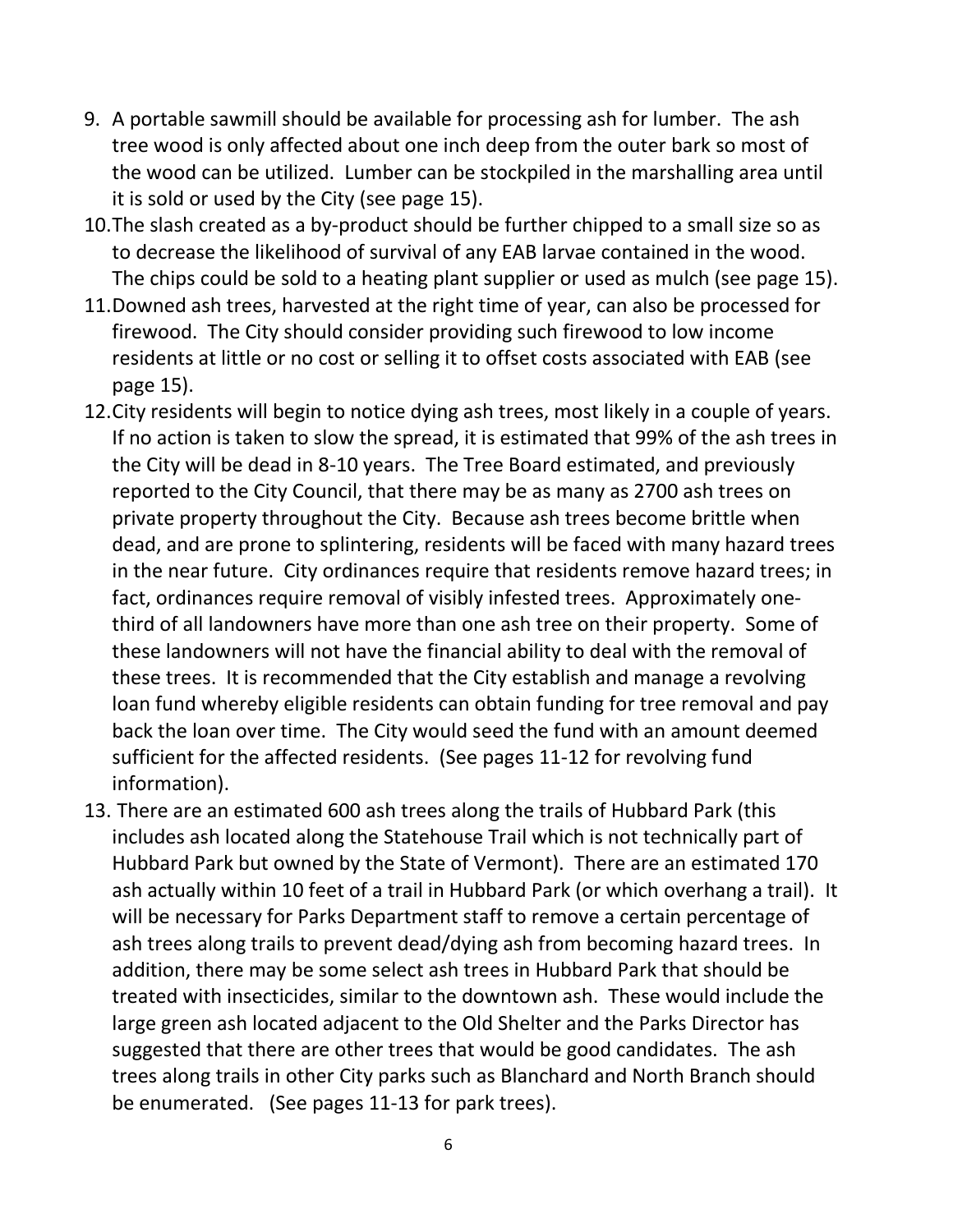9. A portable sawmill should be available for processing ash for lumber. The ash tree wood is only affected about one inch deep from the outer bark so most of the wood can be utilized. Lumber can be stockpiled in the marshalling area until it is sold or used by the City (see page 15).
10. The slash created as a by-product should be further chipped to a small size so as to decrease the likelihood of survival of any EAB larvae contained in the wood. The chips could be sold to a heating plant supplier or used as mulch (see page 15).
11. Downed ash trees, harvested at the right time of year, can also be processed for firewood. The City should consider providing such firewood to low income residents at little or no cost or selling it to offset costs associated with EAB (see page 15).
12. City residents will begin to notice dying ash trees, most likely in a couple of years. If no action is taken to slow the spread, it is estimated that 99% of the ash trees in the City will be dead in 8-10 years. The Tree Board estimated, and previously reported to the City Council, that there may be as many as 2700 ash trees on private property throughout the City. Because ash trees become brittle when dead, and are prone to splintering, residents will be faced with many hazard trees in the near future. City ordinances require that residents remove hazard trees; in fact, ordinances require removal of visibly infested trees. Approximately one-third of all landowners have more than one ash tree on their property. Some of these landowners will not have the financial ability to deal with the removal of these trees. It is recommended that the City establish and manage a revolving loan fund whereby eligible residents can obtain funding for tree removal and pay back the loan over time. The City would seed the fund with an amount deemed sufficient for the affected residents. (See pages 11-12 for revolving fund information).
13. There are an estimated 600 ash trees along the trails of Hubbard Park (this includes ash located along the Statehouse Trail which is not technically part of Hubbard Park but owned by the State of Vermont). There are an estimated 170 ash actually within 10 feet of a trail in Hubbard Park (or which overhang a trail). It will be necessary for Parks Department staff to remove a certain percentage of ash trees along trails to prevent dead/dying ash from becoming hazard trees. In addition, there may be some select ash trees in Hubbard Park that should be treated with insecticides, similar to the downtown ash. These would include the large green ash located adjacent to the Old Shelter and the Parks Director has suggested that there are other trees that would be good candidates. The ash trees along trails in other City parks such as Blanchard and North Branch should be enumerated. (See pages 11-13 for park trees).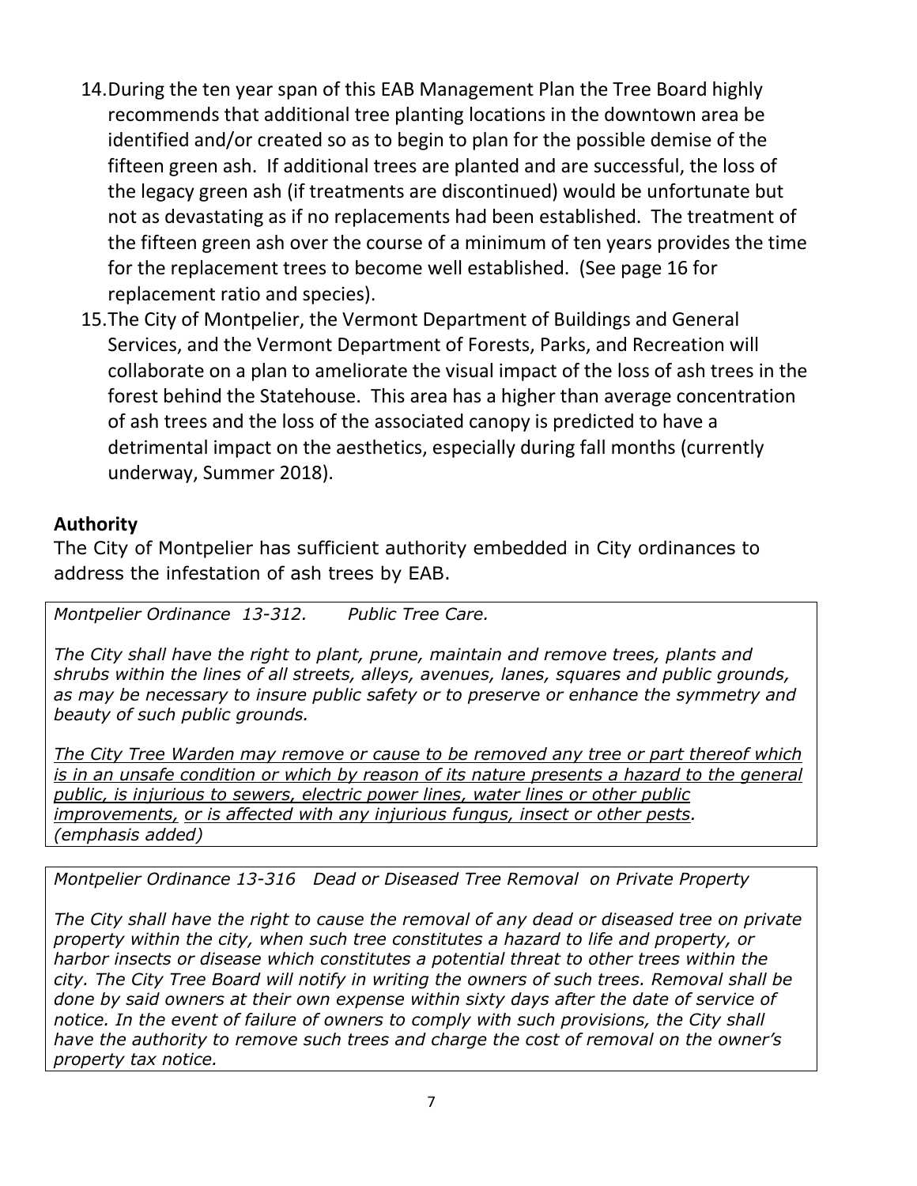14. During the ten year span of this EAB Management Plan the Tree Board highly recommends that additional tree planting locations in the downtown area be identified and/or created so as to begin to plan for the possible demise of the fifteen green ash. If additional trees are planted and are successful, the loss of the legacy green ash (if treatments are discontinued) would be unfortunate but not as devastating as if no replacements had been established. The treatment of the fifteen green ash over the course of a minimum of ten years provides the time for the replacement trees to become well established. (See page 16 for replacement ratio and species).
15. The City of Montpelier, the Vermont Department of Buildings and General Services, and the Vermont Department of Forests, Parks, and Recreation will collaborate on a plan to ameliorate the visual impact of the loss of ash trees in the forest behind the Statehouse. This area has a higher than average concentration of ash trees and the loss of the associated canopy is predicted to have a detrimental impact on the aesthetics, especially during fall months (currently underway, Summer 2018).

## Authority

The City of Montpelier has sufficient authority embedded in City ordinances to address the infestation of ash trees by EAB.

> *Montpelier Ordinance 13-312. Public Tree Care.*
>
> *The City shall have the right to plant, prune, maintain and remove trees, plants and shrubs within the lines of all streets, alleys, avenues, lanes, squares and public grounds, as may be necessary to insure public safety or to preserve or enhance the symmetry and beauty of such public grounds.*
>
> *<u>The City Tree Warden may remove or cause to be removed any tree or part thereof which is in an unsafe condition or which by reason of its nature presents a hazard to the general public, is injurious to sewers, electric power lines, water lines or other public improvements,</u> <u>or is affected with any injurious fungus, insect or other pests</u>. (emphasis added)*

> *Montpelier Ordinance 13-316 Dead or Diseased Tree Removal on Private Property*
>
> *The City shall have the right to cause the removal of any dead or diseased tree on private property within the city, when such tree constitutes a hazard to life and property, or harbor insects or disease which constitutes a potential threat to other trees within the city. The City Tree Board will notify in writing the owners of such trees. Removal shall be done by said owners at their own expense within sixty days after the date of service of notice. In the event of failure of owners to comply with such provisions, the City shall have the authority to remove such trees and charge the cost of removal on the owner's property tax notice.*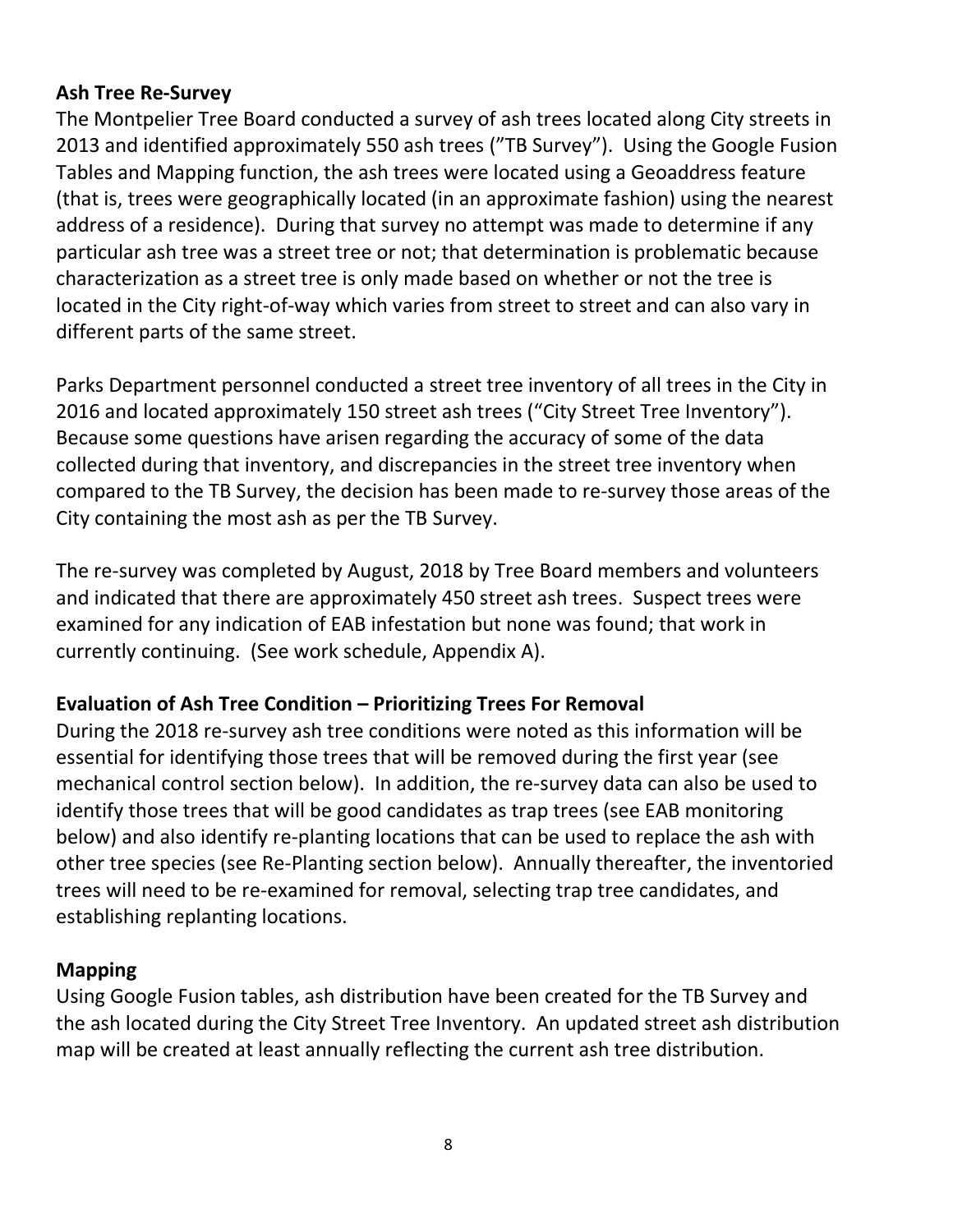**Ash Tree Re-Survey**

The Montpelier Tree Board conducted a survey of ash trees located along City streets in 2013 and identified approximately 550 ash trees (”TB Survey”). Using the Google Fusion Tables and Mapping function, the ash trees were located using a Geoaddress feature (that is, trees were geographically located (in an approximate fashion) using the nearest address of a residence). During that survey no attempt was made to determine if any particular ash tree was a street tree or not; that determination is problematic because characterization as a street tree is only made based on whether or not the tree is located in the City right-of-way which varies from street to street and can also vary in different parts of the same street.

Parks Department personnel conducted a street tree inventory of all trees in the City in 2016 and located approximately 150 street ash trees (“City Street Tree Inventory”). Because some questions have arisen regarding the accuracy of some of the data collected during that inventory, and discrepancies in the street tree inventory when compared to the TB Survey, the decision has been made to re-survey those areas of the City containing the most ash as per the TB Survey.

The re-survey was completed by August, 2018 by Tree Board members and volunteers and indicated that there are approximately 450 street ash trees. Suspect trees were examined for any indication of EAB infestation but none was found; that work in currently continuing. (See work schedule, Appendix A).

**Evaluation of Ash Tree Condition – Prioritizing Trees For Removal**

During the 2018 re-survey ash tree conditions were noted as this information will be essential for identifying those trees that will be removed during the first year (see mechanical control section below). In addition, the re-survey data can also be used to identify those trees that will be good candidates as trap trees (see EAB monitoring below) and also identify re-planting locations that can be used to replace the ash with other tree species (see Re-Planting section below). Annually thereafter, the inventoried trees will need to be re-examined for removal, selecting trap tree candidates, and establishing replanting locations.

**Mapping**

Using Google Fusion tables, ash distribution have been created for the TB Survey and the ash located during the City Street Tree Inventory. An updated street ash distribution map will be created at least annually reflecting the current ash tree distribution.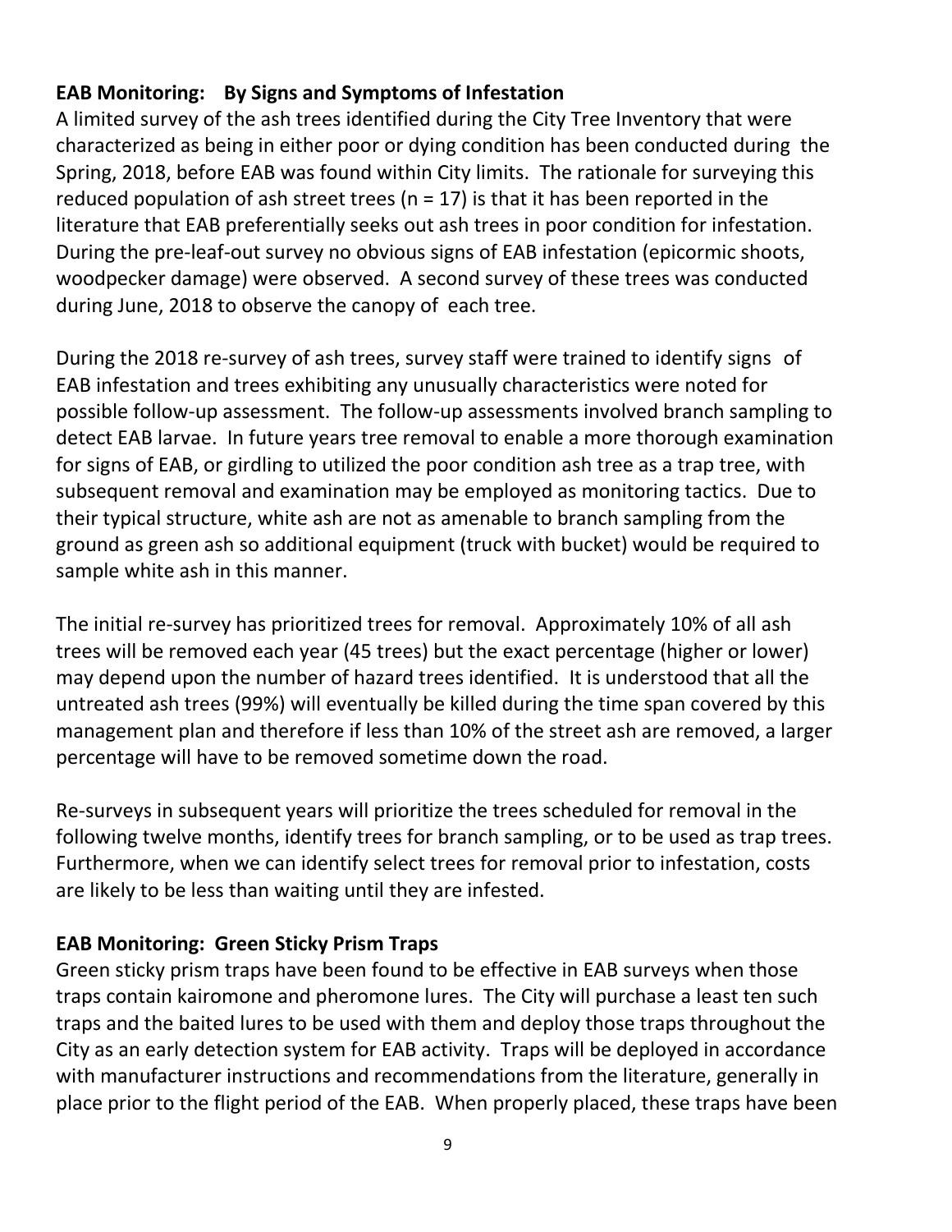**EAB Monitoring: By Signs and Symptoms of Infestation**

A limited survey of the ash trees identified during the City Tree Inventory that were characterized as being in either poor or dying condition has been conducted during the Spring, 2018, before EAB was found within City limits. The rationale for surveying this reduced population of ash street trees (n = 17) is that it has been reported in the literature that EAB preferentially seeks out ash trees in poor condition for infestation. During the pre-leaf-out survey no obvious signs of EAB infestation (epicormic shoots, woodpecker damage) were observed. A second survey of these trees was conducted during June, 2018 to observe the canopy of each tree.

During the 2018 re-survey of ash trees, survey staff were trained to identify signs of EAB infestation and trees exhibiting any unusually characteristics were noted for possible follow-up assessment. The follow-up assessments involved branch sampling to detect EAB larvae. In future years tree removal to enable a more thorough examination for signs of EAB, or girdling to utilized the poor condition ash tree as a trap tree, with subsequent removal and examination may be employed as monitoring tactics. Due to their typical structure, white ash are not as amenable to branch sampling from the ground as green ash so additional equipment (truck with bucket) would be required to sample white ash in this manner.

The initial re-survey has prioritized trees for removal. Approximately 10% of all ash trees will be removed each year (45 trees) but the exact percentage (higher or lower) may depend upon the number of hazard trees identified. It is understood that all the untreated ash trees (99%) will eventually be killed during the time span covered by this management plan and therefore if less than 10% of the street ash are removed, a larger percentage will have to be removed sometime down the road.

Re-surveys in subsequent years will prioritize the trees scheduled for removal in the following twelve months, identify trees for branch sampling, or to be used as trap trees. Furthermore, when we can identify select trees for removal prior to infestation, costs are likely to be less than waiting until they are infested.

**EAB Monitoring: Green Sticky Prism Traps**

Green sticky prism traps have been found to be effective in EAB surveys when those traps contain kairomone and pheromone lures. The City will purchase a least ten such traps and the baited lures to be used with them and deploy those traps throughout the City as an early detection system for EAB activity. Traps will be deployed in accordance with manufacturer instructions and recommendations from the literature, generally in place prior to the flight period of the EAB. When properly placed, these traps have been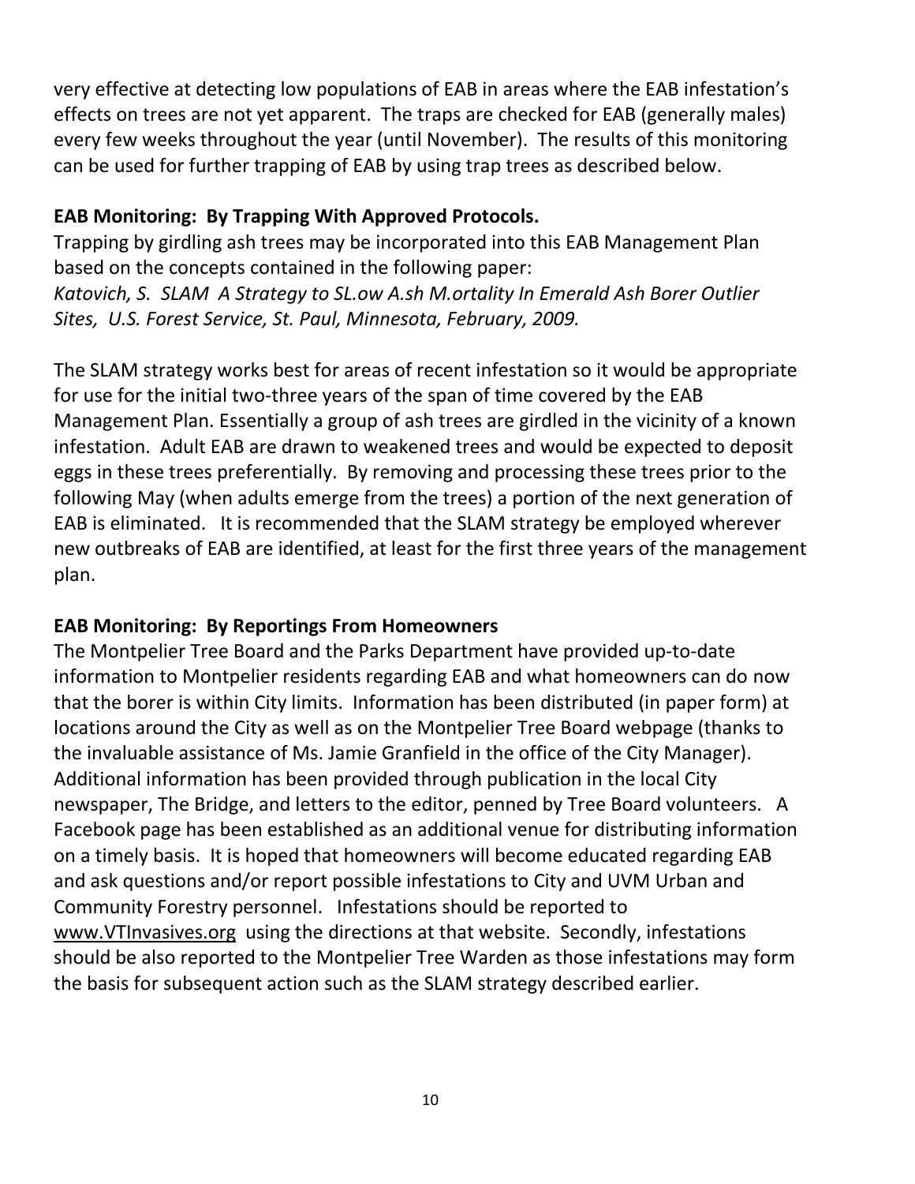very effective at detecting low populations of EAB in areas where the EAB infestation's effects on trees are not yet apparent. The traps are checked for EAB (generally males) every few weeks throughout the year (until November). The results of this monitoring can be used for further trapping of EAB by using trap trees as described below.

**EAB Monitoring: By Trapping With Approved Protocols.**

Trapping by girdling ash trees may be incorporated into this EAB Management Plan based on the concepts contained in the following paper:

*Katovich, S. SLAM A Strategy to SL.ow A.sh M.ortality In Emerald Ash Borer Outlier Sites, U.S. Forest Service, St. Paul, Minnesota, February, 2009.*

The SLAM strategy works best for areas of recent infestation so it would be appropriate for use for the initial two-three years of the span of time covered by the EAB Management Plan. Essentially a group of ash trees are girdled in the vicinity of a known infestation. Adult EAB are drawn to weakened trees and would be expected to deposit eggs in these trees preferentially. By removing and processing these trees prior to the following May (when adults emerge from the trees) a portion of the next generation of EAB is eliminated. It is recommended that the SLAM strategy be employed wherever new outbreaks of EAB are identified, at least for the first three years of the management plan.

**EAB Monitoring: By Reportings From Homeowners**

The Montpelier Tree Board and the Parks Department have provided up-to-date information to Montpelier residents regarding EAB and what homeowners can do now that the borer is within City limits. Information has been distributed (in paper form) at locations around the City as well as on the Montpelier Tree Board webpage (thanks to the invaluable assistance of Ms. Jamie Granfield in the office of the City Manager). Additional information has been provided through publication in the local City newspaper, The Bridge, and letters to the editor, penned by Tree Board volunteers. A Facebook page has been established as an additional venue for distributing information on a timely basis. It is hoped that homeowners will become educated regarding EAB and ask questions and/or report possible infestations to City and UVM Urban and Community Forestry personnel. Infestations should be reported to www.VTInvasives.org using the directions at that website. Secondly, infestations should be also reported to the Montpelier Tree Warden as those infestations may form the basis for subsequent action such as the SLAM strategy described earlier.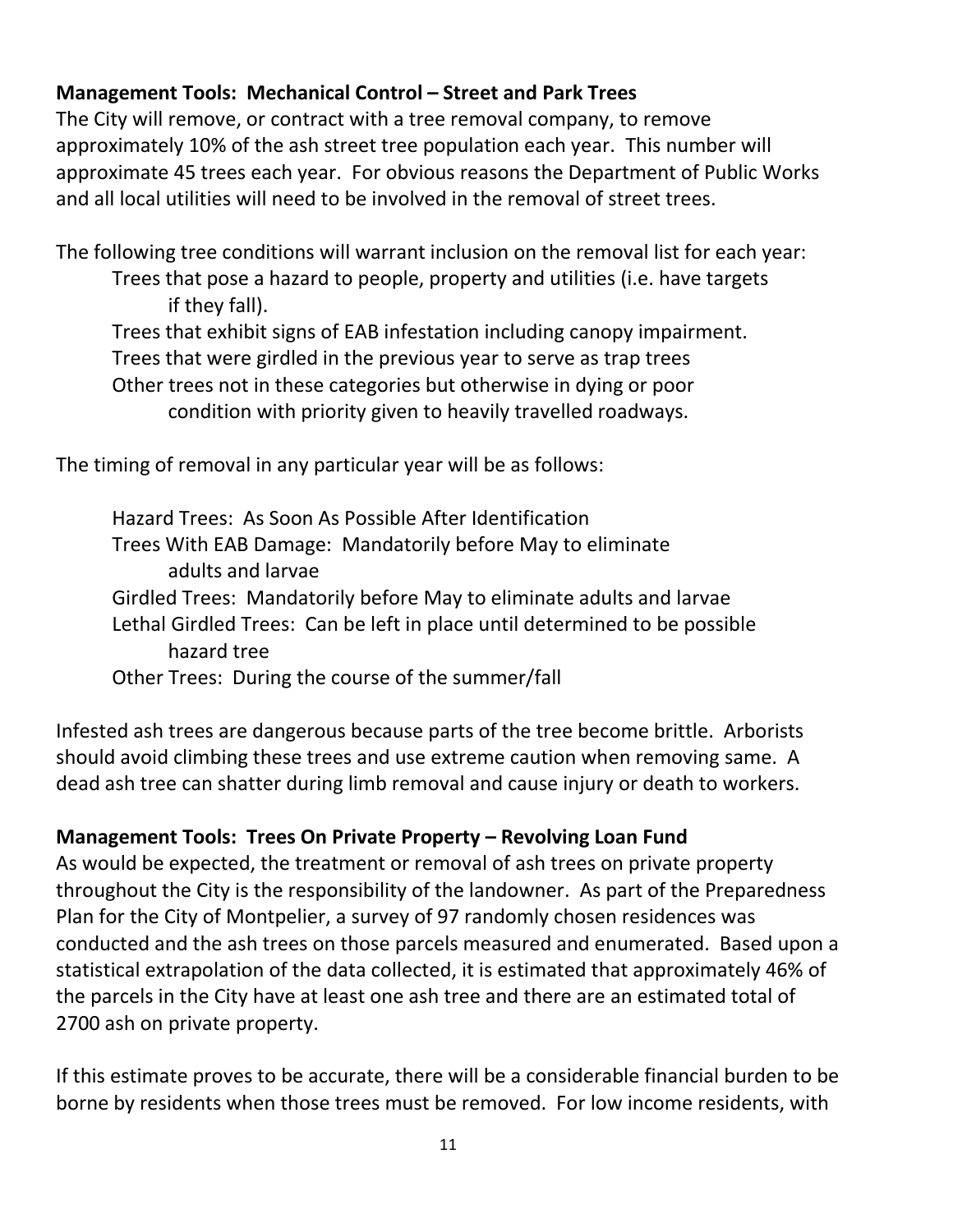**Management Tools: Mechanical Control – Street and Park Trees**

The City will remove, or contract with a tree removal company, to remove approximately 10% of the ash street tree population each year. This number will approximate 45 trees each year. For obvious reasons the Department of Public Works and all local utilities will need to be involved in the removal of street trees.

The following tree conditions will warrant inclusion on the removal list for each year:

- Trees that pose a hazard to people, property and utilities (i.e. have targets if they fall).
- Trees that exhibit signs of EAB infestation including canopy impairment.
- Trees that were girdled in the previous year to serve as trap trees
- Other trees not in these categories but otherwise in dying or poor condition with priority given to heavily travelled roadways.

The timing of removal in any particular year will be as follows:

- Hazard Trees: As Soon As Possible After Identification
- Trees With EAB Damage: Mandatorily before May to eliminate adults and larvae
- Girdled Trees: Mandatorily before May to eliminate adults and larvae
- Lethal Girdled Trees: Can be left in place until determined to be possible hazard tree
- Other Trees: During the course of the summer/fall

Infested ash trees are dangerous because parts of the tree become brittle. Arborists should avoid climbing these trees and use extreme caution when removing same. A dead ash tree can shatter during limb removal and cause injury or death to workers.

**Management Tools: Trees On Private Property – Revolving Loan Fund**

As would be expected, the treatment or removal of ash trees on private property throughout the City is the responsibility of the landowner. As part of the Preparedness Plan for the City of Montpelier, a survey of 97 randomly chosen residences was conducted and the ash trees on those parcels measured and enumerated. Based upon a statistical extrapolation of the data collected, it is estimated that approximately 46% of the parcels in the City have at least one ash tree and there are an estimated total of 2700 ash on private property.

If this estimate proves to be accurate, there will be a considerable financial burden to be borne by residents when those trees must be removed. For low income residents, with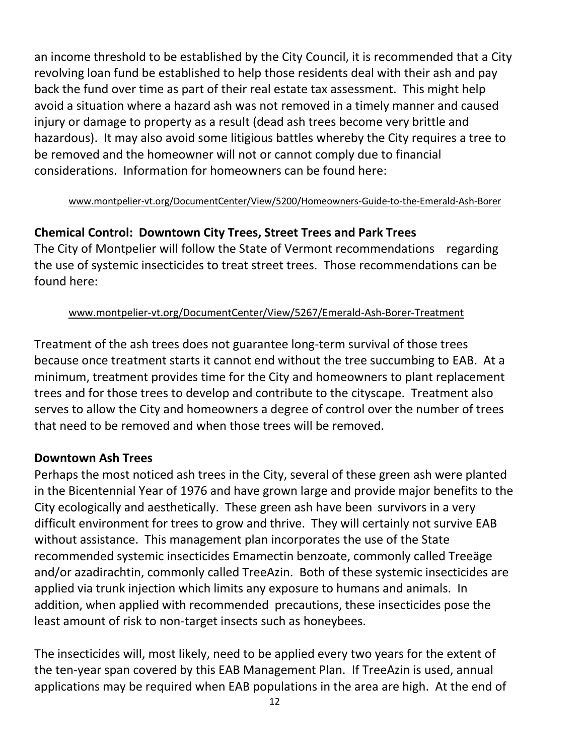an income threshold to be established by the City Council, it is recommended that a City revolving loan fund be established to help those residents deal with their ash and pay back the fund over time as part of their real estate tax assessment. This might help avoid a situation where a hazard ash was not removed in a timely manner and caused injury or damage to property as a result (dead ash trees become very brittle and hazardous). It may also avoid some litigious battles whereby the City requires a tree to be removed and the homeowner will not or cannot comply due to financial considerations. Information for homeowners can be found here:

www.montpelier-vt.org/DocumentCenter/View/5200/Homeowners-Guide-to-the-Emerald-Ash-Borer

**Chemical Control: Downtown City Trees, Street Trees and Park Trees**

The City of Montpelier will follow the State of Vermont recommendations regarding the use of systemic insecticides to treat street trees. Those recommendations can be found here:

www.montpelier-vt.org/DocumentCenter/View/5267/Emerald-Ash-Borer-Treatment

Treatment of the ash trees does not guarantee long-term survival of those trees because once treatment starts it cannot end without the tree succumbing to EAB. At a minimum, treatment provides time for the City and homeowners to plant replacement trees and for those trees to develop and contribute to the cityscape. Treatment also serves to allow the City and homeowners a degree of control over the number of trees that need to be removed and when those trees will be removed.

**Downtown Ash Trees**

Perhaps the most noticed ash trees in the City, several of these green ash were planted in the Bicentennial Year of 1976 and have grown large and provide major benefits to the City ecologically and aesthetically. These green ash have been survivors in a very difficult environment for trees to grow and thrive. They will certainly not survive EAB without assistance. This management plan incorporates the use of the State recommended systemic insecticides Emamectin benzoate, commonly called Treeäge and/or azadirachtin, commonly called TreeAzin. Both of these systemic insecticides are applied via trunk injection which limits any exposure to humans and animals. In addition, when applied with recommended precautions, these insecticides pose the least amount of risk to non-target insects such as honeybees.

The insecticides will, most likely, need to be applied every two years for the extent of the ten-year span covered by this EAB Management Plan. If TreeAzin is used, annual applications may be required when EAB populations in the area are high. At the end of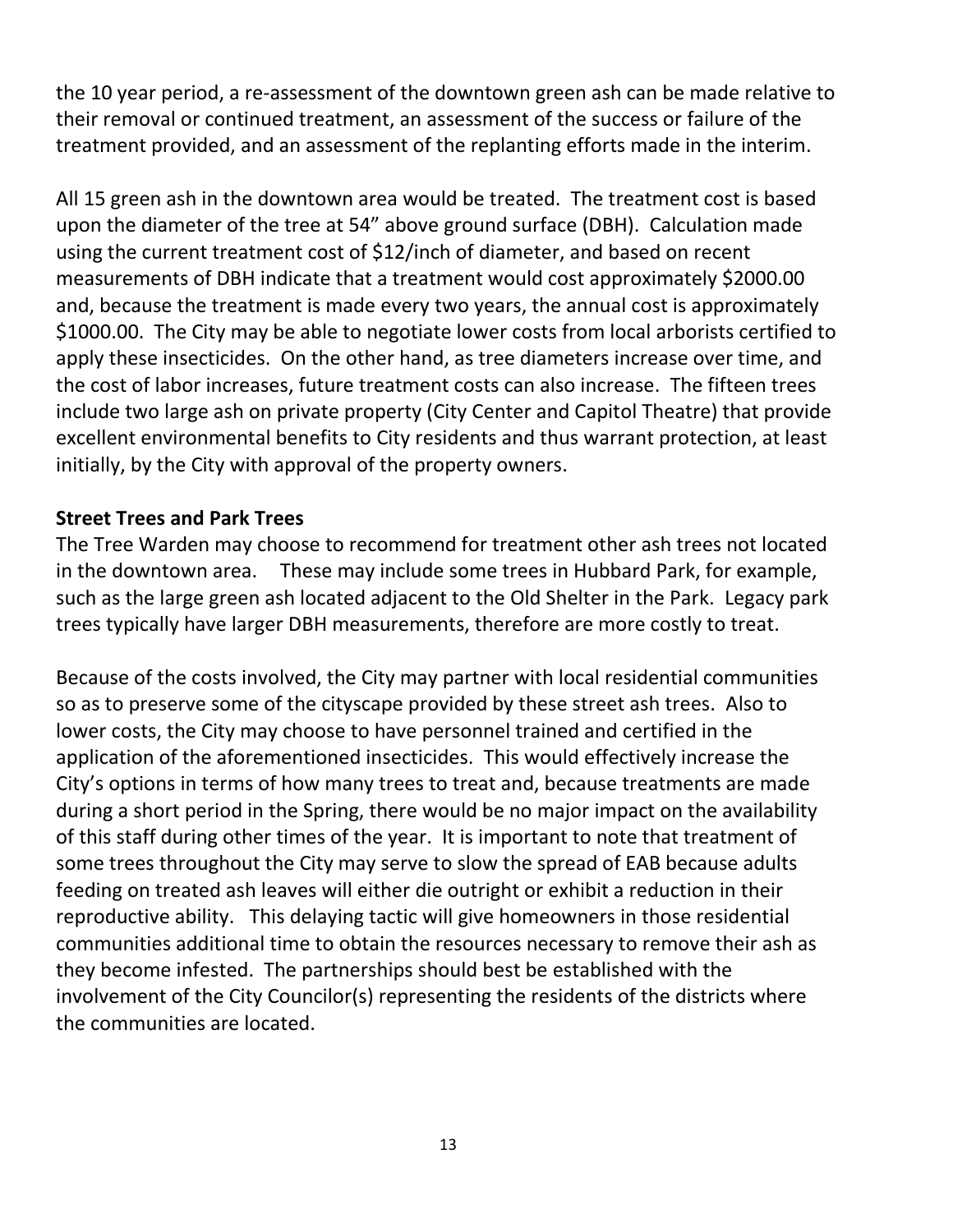the 10 year period, a re-assessment of the downtown green ash can be made relative to their removal or continued treatment, an assessment of the success or failure of the treatment provided, and an assessment of the replanting efforts made in the interim.

All 15 green ash in the downtown area would be treated. The treatment cost is based upon the diameter of the tree at 54" above ground surface (DBH). Calculation made using the current treatment cost of $12/inch of diameter, and based on recent measurements of DBH indicate that a treatment would cost approximately $2000.00 and, because the treatment is made every two years, the annual cost is approximately $1000.00. The City may be able to negotiate lower costs from local arborists certified to apply these insecticides. On the other hand, as tree diameters increase over time, and the cost of labor increases, future treatment costs can also increase. The fifteen trees include two large ash on private property (City Center and Capitol Theatre) that provide excellent environmental benefits to City residents and thus warrant protection, at least initially, by the City with approval of the property owners.

**Street Trees and Park Trees**

The Tree Warden may choose to recommend for treatment other ash trees not located in the downtown area. These may include some trees in Hubbard Park, for example, such as the large green ash located adjacent to the Old Shelter in the Park. Legacy park trees typically have larger DBH measurements, therefore are more costly to treat.

Because of the costs involved, the City may partner with local residential communities so as to preserve some of the cityscape provided by these street ash trees. Also to lower costs, the City may choose to have personnel trained and certified in the application of the aforementioned insecticides. This would effectively increase the City's options in terms of how many trees to treat and, because treatments are made during a short period in the Spring, there would be no major impact on the availability of this staff during other times of the year. It is important to note that treatment of some trees throughout the City may serve to slow the spread of EAB because adults feeding on treated ash leaves will either die outright or exhibit a reduction in their reproductive ability. This delaying tactic will give homeowners in those residential communities additional time to obtain the resources necessary to remove their ash as they become infested. The partnerships should best be established with the involvement of the City Councilor(s) representing the residents of the districts where the communities are located.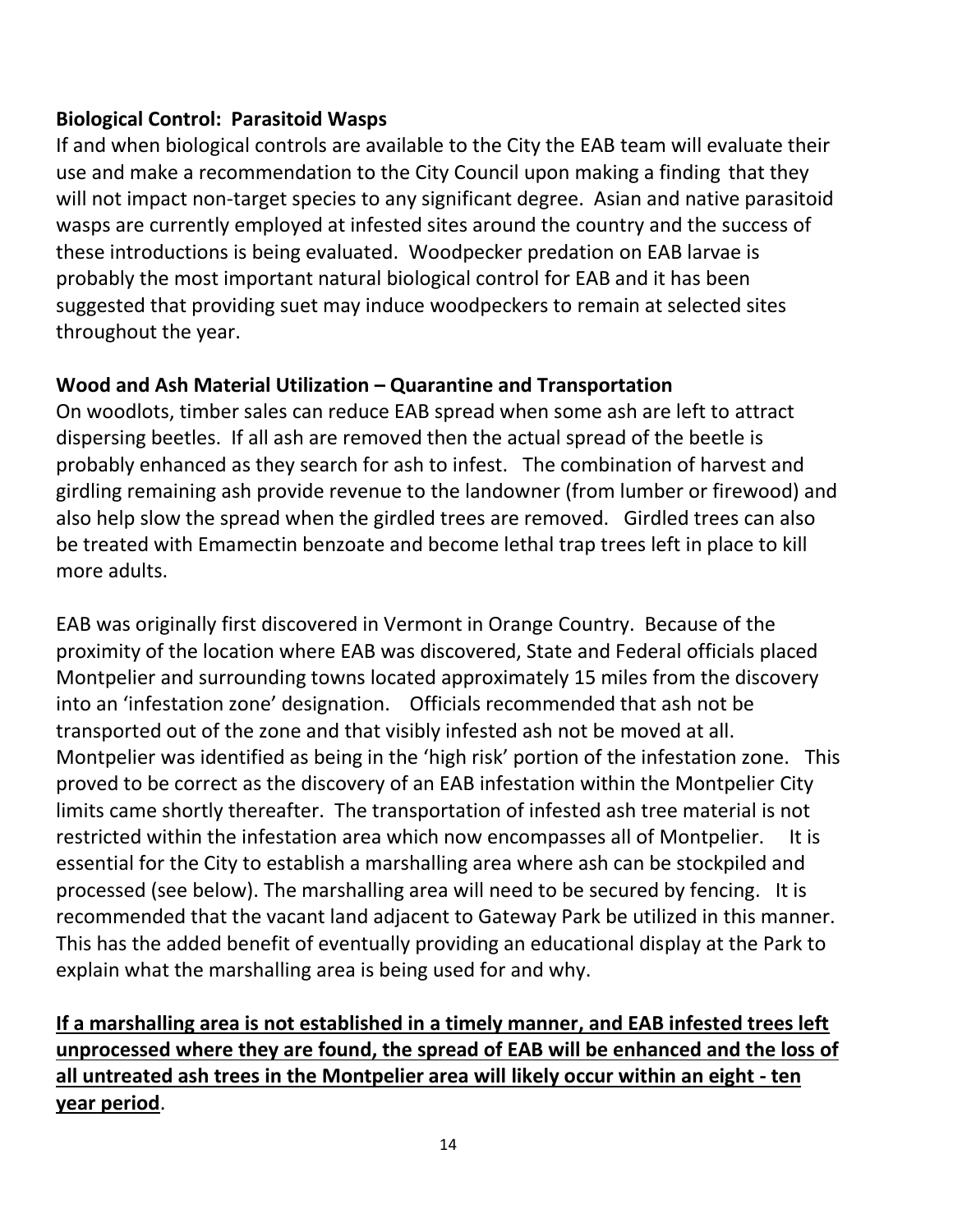**Biological Control: Parasitoid Wasps**

If and when biological controls are available to the City the EAB team will evaluate their use and make a recommendation to the City Council upon making a finding that they will not impact non-target species to any significant degree. Asian and native parasitoid wasps are currently employed at infested sites around the country and the success of these introductions is being evaluated. Woodpecker predation on EAB larvae is probably the most important natural biological control for EAB and it has been suggested that providing suet may induce woodpeckers to remain at selected sites throughout the year.

**Wood and Ash Material Utilization – Quarantine and Transportation**

On woodlots, timber sales can reduce EAB spread when some ash are left to attract dispersing beetles. If all ash are removed then the actual spread of the beetle is probably enhanced as they search for ash to infest. The combination of harvest and girdling remaining ash provide revenue to the landowner (from lumber or firewood) and also help slow the spread when the girdled trees are removed. Girdled trees can also be treated with Emamectin benzoate and become lethal trap trees left in place to kill more adults.

EAB was originally first discovered in Vermont in Orange Country. Because of the proximity of the location where EAB was discovered, State and Federal officials placed Montpelier and surrounding towns located approximately 15 miles from the discovery into an 'infestation zone' designation. Officials recommended that ash not be transported out of the zone and that visibly infested ash not be moved at all. Montpelier was identified as being in the 'high risk' portion of the infestation zone. This proved to be correct as the discovery of an EAB infestation within the Montpelier City limits came shortly thereafter. The transportation of infested ash tree material is not restricted within the infestation area which now encompasses all of Montpelier. It is essential for the City to establish a marshalling area where ash can be stockpiled and processed (see below). The marshalling area will need to be secured by fencing. It is recommended that the vacant land adjacent to Gateway Park be utilized in this manner. This has the added benefit of eventually providing an educational display at the Park to explain what the marshalling area is being used for and why.

<u>**If a marshalling area is not established in a timely manner, and EAB infested trees left unprocessed where they are found, the spread of EAB will be enhanced and the loss of all untreated ash trees in the Montpelier area will likely occur within an eight - ten year period**</u>.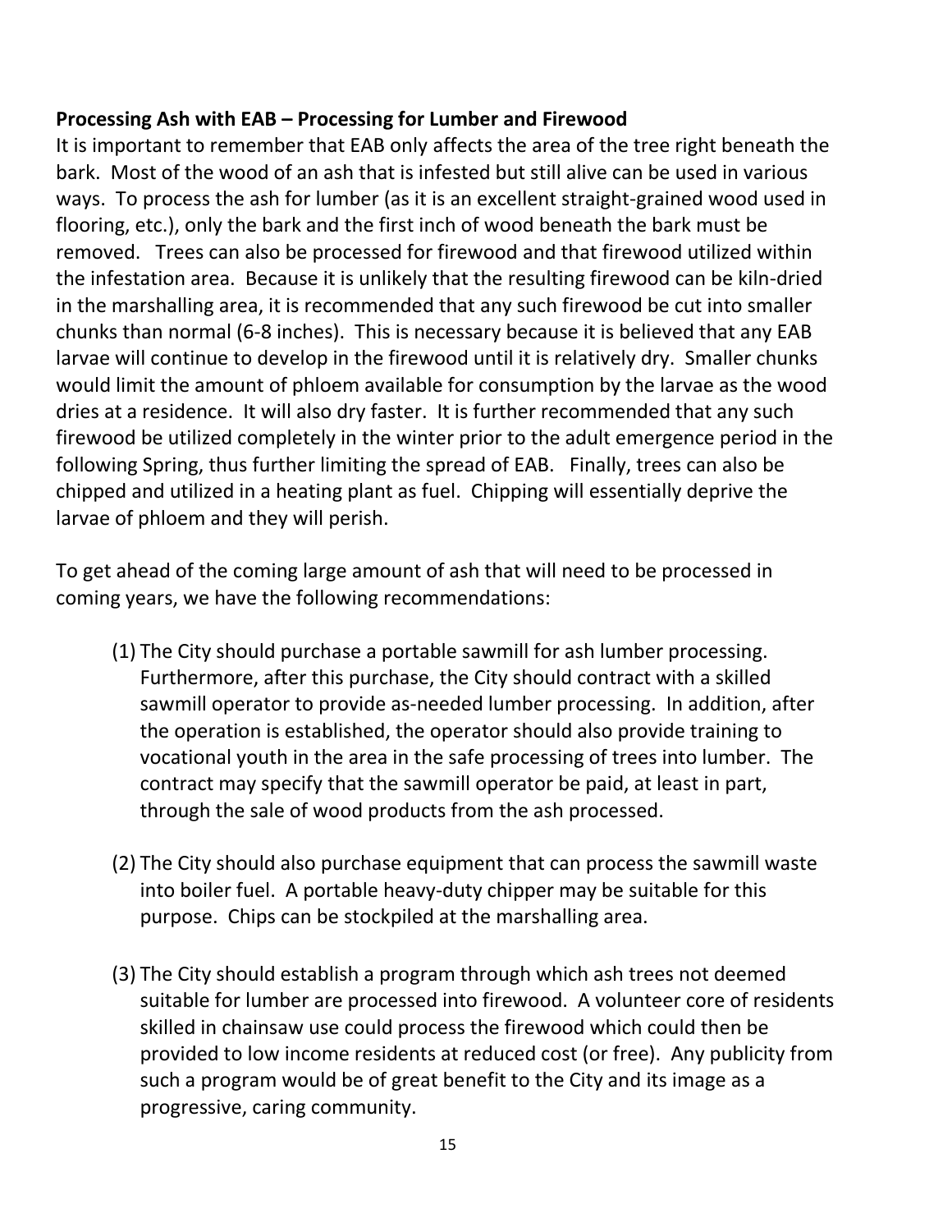**Processing Ash with EAB – Processing for Lumber and Firewood**

It is important to remember that EAB only affects the area of the tree right beneath the bark. Most of the wood of an ash that is infested but still alive can be used in various ways. To process the ash for lumber (as it is an excellent straight-grained wood used in flooring, etc.), only the bark and the first inch of wood beneath the bark must be removed. Trees can also be processed for firewood and that firewood utilized within the infestation area. Because it is unlikely that the resulting firewood can be kiln-dried in the marshalling area, it is recommended that any such firewood be cut into smaller chunks than normal (6-8 inches). This is necessary because it is believed that any EAB larvae will continue to develop in the firewood until it is relatively dry. Smaller chunks would limit the amount of phloem available for consumption by the larvae as the wood dries at a residence. It will also dry faster. It is further recommended that any such firewood be utilized completely in the winter prior to the adult emergence period in the following Spring, thus further limiting the spread of EAB. Finally, trees can also be chipped and utilized in a heating plant as fuel. Chipping will essentially deprive the larvae of phloem and they will perish.

To get ahead of the coming large amount of ash that will need to be processed in coming years, we have the following recommendations:

(1) The City should purchase a portable sawmill for ash lumber processing. Furthermore, after this purchase, the City should contract with a skilled sawmill operator to provide as-needed lumber processing. In addition, after the operation is established, the operator should also provide training to vocational youth in the area in the safe processing of trees into lumber. The contract may specify that the sawmill operator be paid, at least in part, through the sale of wood products from the ash processed.

(2) The City should also purchase equipment that can process the sawmill waste into boiler fuel. A portable heavy-duty chipper may be suitable for this purpose. Chips can be stockpiled at the marshalling area.

(3) The City should establish a program through which ash trees not deemed suitable for lumber are processed into firewood. A volunteer core of residents skilled in chainsaw use could process the firewood which could then be provided to low income residents at reduced cost (or free). Any publicity from such a program would be of great benefit to the City and its image as a progressive, caring community.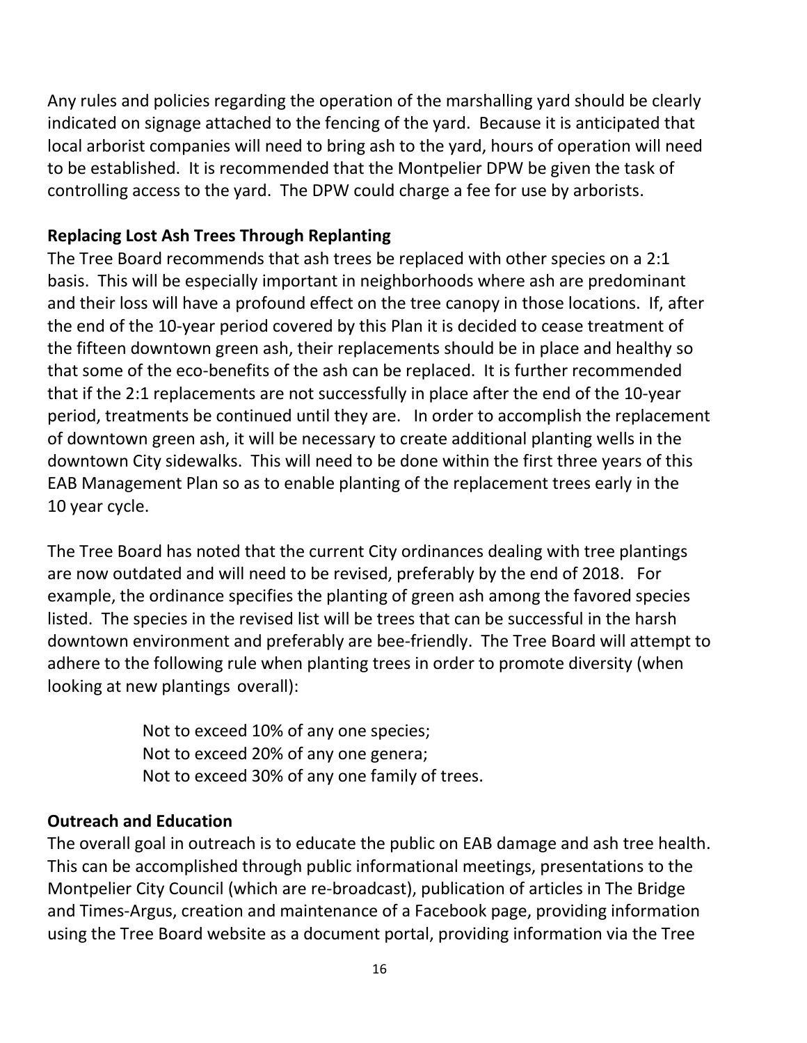Any rules and policies regarding the operation of the marshalling yard should be clearly indicated on signage attached to the fencing of the yard. Because it is anticipated that local arborist companies will need to bring ash to the yard, hours of operation will need to be established. It is recommended that the Montpelier DPW be given the task of controlling access to the yard. The DPW could charge a fee for use by arborists.

**Replacing Lost Ash Trees Through Replanting**

The Tree Board recommends that ash trees be replaced with other species on a 2:1 basis. This will be especially important in neighborhoods where ash are predominant and their loss will have a profound effect on the tree canopy in those locations. If, after the end of the 10-year period covered by this Plan it is decided to cease treatment of the fifteen downtown green ash, their replacements should be in place and healthy so that some of the eco-benefits of the ash can be replaced. It is further recommended that if the 2:1 replacements are not successfully in place after the end of the 10-year period, treatments be continued until they are. In order to accomplish the replacement of downtown green ash, it will be necessary to create additional planting wells in the downtown City sidewalks. This will need to be done within the first three years of this EAB Management Plan so as to enable planting of the replacement trees early in the 10 year cycle.

The Tree Board has noted that the current City ordinances dealing with tree plantings are now outdated and will need to be revised, preferably by the end of 2018. For example, the ordinance specifies the planting of green ash among the favored species listed. The species in the revised list will be trees that can be successful in the harsh downtown environment and preferably are bee-friendly. The Tree Board will attempt to adhere to the following rule when planting trees in order to promote diversity (when looking at new plantings overall):

Not to exceed 10% of any one species;
Not to exceed 20% of any one genera;
Not to exceed 30% of any one family of trees.

**Outreach and Education**

The overall goal in outreach is to educate the public on EAB damage and ash tree health. This can be accomplished through public informational meetings, presentations to the Montpelier City Council (which are re-broadcast), publication of articles in The Bridge and Times-Argus, creation and maintenance of a Facebook page, providing information using the Tree Board website as a document portal, providing information via the Tree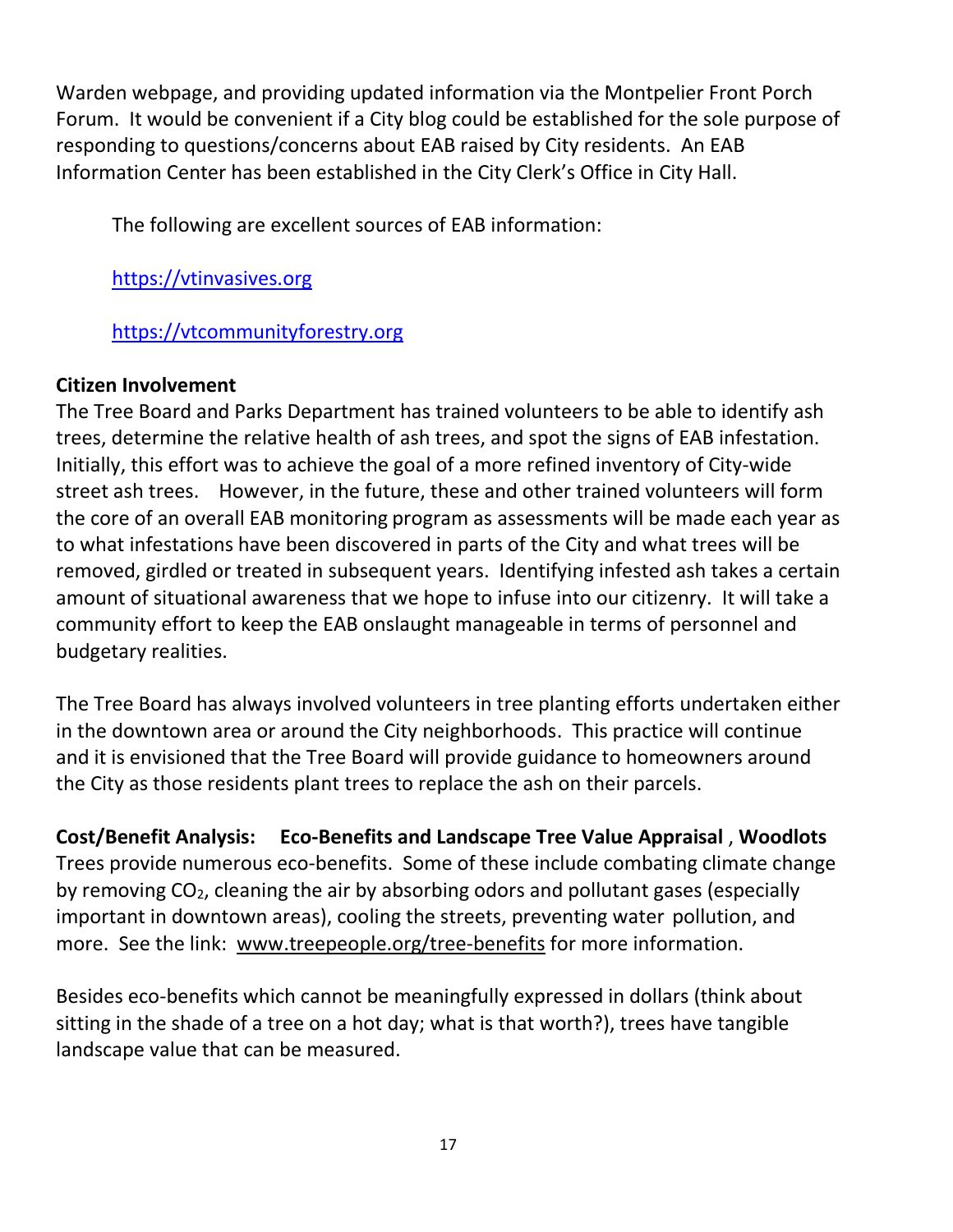Warden webpage, and providing updated information via the Montpelier Front Porch Forum. It would be convenient if a City blog could be established for the sole purpose of responding to questions/concerns about EAB raised by City residents. An EAB Information Center has been established in the City Clerk's Office in City Hall.

The following are excellent sources of EAB information:

https://vtinvasives.org

https://vtcommunityforestry.org

**Citizen Involvement**
The Tree Board and Parks Department has trained volunteers to be able to identify ash trees, determine the relative health of ash trees, and spot the signs of EAB infestation. Initially, this effort was to achieve the goal of a more refined inventory of City-wide street ash trees. However, in the future, these and other trained volunteers will form the core of an overall EAB monitoring program as assessments will be made each year as to what infestations have been discovered in parts of the City and what trees will be removed, girdled or treated in subsequent years. Identifying infested ash takes a certain amount of situational awareness that we hope to infuse into our citizenry. It will take a community effort to keep the EAB onslaught manageable in terms of personnel and budgetary realities.

The Tree Board has always involved volunteers in tree planting efforts undertaken either in the downtown area or around the City neighborhoods. This practice will continue and it is envisioned that the Tree Board will provide guidance to homeowners around the City as those residents plant trees to replace the ash on their parcels.

**Cost/Benefit Analysis: Eco-Benefits and Landscape Tree Value Appraisal , Woodlots**
Trees provide numerous eco-benefits. Some of these include combating climate change by removing $CO_2$, cleaning the air by absorbing odors and pollutant gases (especially important in downtown areas), cooling the streets, preventing water pollution, and more. See the link: www.treepeople.org/tree-benefits for more information.

Besides eco-benefits which cannot be meaningfully expressed in dollars (think about sitting in the shade of a tree on a hot day; what is that worth?), trees have tangible landscape value that can be measured.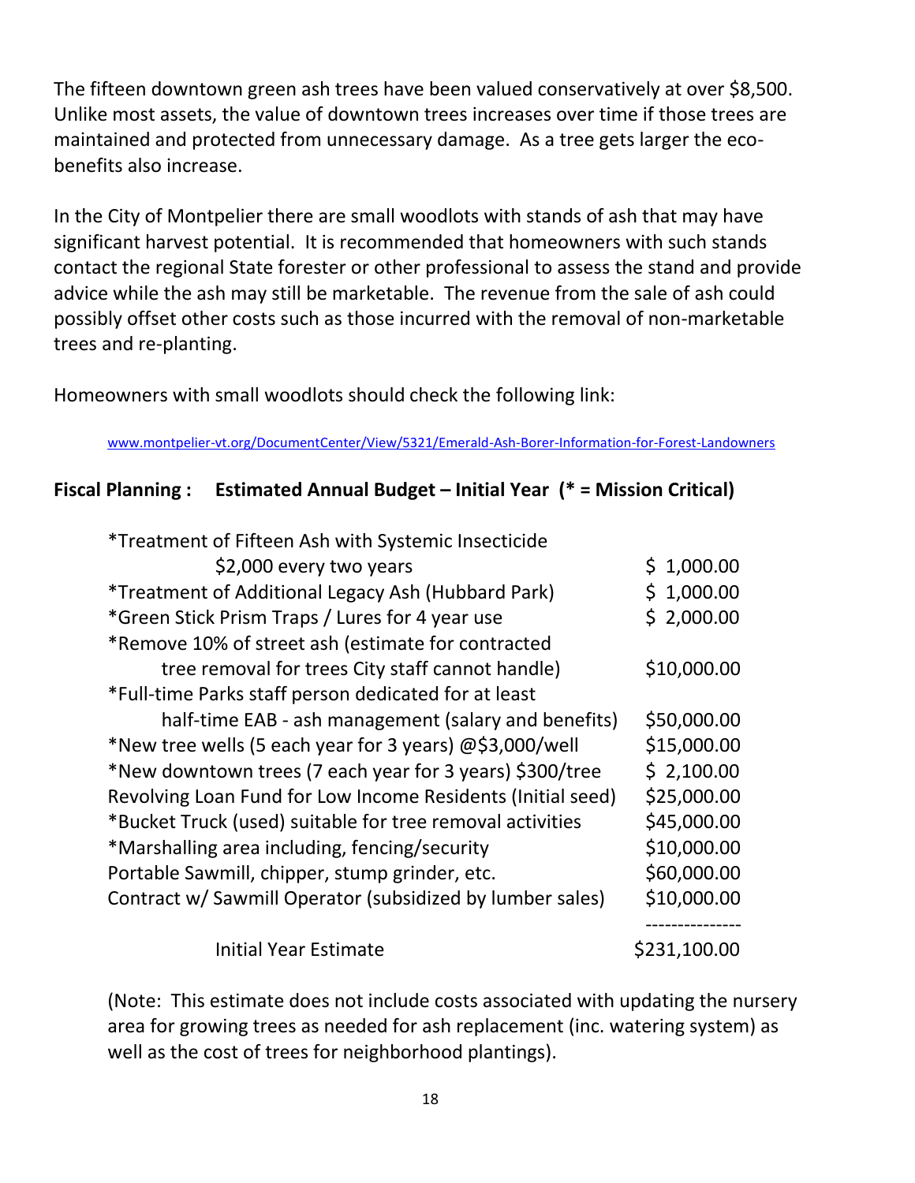The fifteen downtown green ash trees have been valued conservatively at over $8,500. Unlike most assets, the value of downtown trees increases over time if those trees are maintained and protected from unnecessary damage. As a tree gets larger the eco-benefits also increase.

In the City of Montpelier there are small woodlots with stands of ash that may have significant harvest potential. It is recommended that homeowners with such stands contact the regional State forester or other professional to assess the stand and provide advice while the ash may still be marketable. The revenue from the sale of ash could possibly offset other costs such as those incurred with the removal of non-marketable trees and re-planting.

Homeowners with small woodlots should check the following link:

www.montpelier-vt.org/DocumentCenter/View/5321/Emerald-Ash-Borer-Information-for-Forest-Landowners

**Fiscal Planning : Estimated Annual Budget – Initial Year (* = Mission Critical)**

| Item | Amount |
|---|---|
| *Treatment of Fifteen Ash with Systemic Insecticide $2,000 every two years | $ 1,000.00 |
| *Treatment of Additional Legacy Ash (Hubbard Park) | $ 1,000.00 |
| *Green Stick Prism Traps / Lures for 4 year use | $ 2,000.00 |
| *Remove 10% of street ash (estimate for contracted tree removal for trees City staff cannot handle) | $10,000.00 |
| *Full-time Parks staff person dedicated for at least half-time EAB - ash management (salary and benefits) | $50,000.00 |
| *New tree wells (5 each year for 3 years) @$3,000/well | $15,000.00 |
| *New downtown trees (7 each year for 3 years) $300/tree | $ 2,100.00 |
| Revolving Loan Fund for Low Income Residents (Initial seed) | $25,000.00 |
| *Bucket Truck (used) suitable for tree removal activities | $45,000.00 |
| *Marshalling area including, fencing/security | $10,000.00 |
| Portable Sawmill, chipper, stump grinder, etc. | $60,000.00 |
| Contract w/ Sawmill Operator (subsidized by lumber sales) | $10,000.00 |
| Initial Year Estimate | $231,100.00 |

(Note: This estimate does not include costs associated with updating the nursery area for growing trees as needed for ash replacement (inc. watering system) as well as the cost of trees for neighborhood plantings).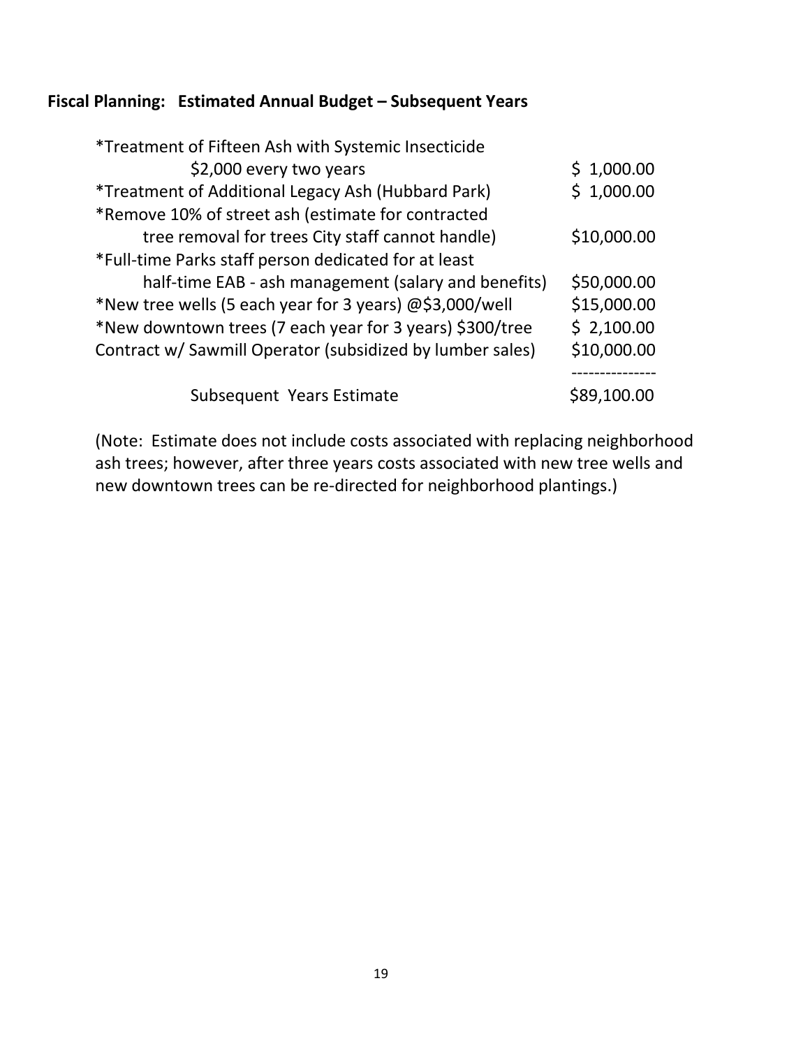**Fiscal Planning: Estimated Annual Budget – Subsequent Years**

| Item | Amount |
|---|---|
| *Treatment of Fifteen Ash with Systemic Insecticide $2,000 every two years | $ 1,000.00 |
| *Treatment of Additional Legacy Ash (Hubbard Park) | $ 1,000.00 |
| *Remove 10% of street ash (estimate for contracted tree removal for trees City staff cannot handle) | $10,000.00 |
| *Full-time Parks staff person dedicated for at least half-time EAB - ash management (salary and benefits) | $50,000.00 |
| *New tree wells (5 each year for 3 years) @$3,000/well | $15,000.00 |
| *New downtown trees (7 each year for 3 years) $300/tree | $ 2,100.00 |
| Contract w/ Sawmill Operator (subsidized by lumber sales) | $10,000.00 |
| Subsequent Years Estimate | $89,100.00 |

(Note: Estimate does not include costs associated with replacing neighborhood ash trees; however, after three years costs associated with new tree wells and new downtown trees can be re-directed for neighborhood plantings.)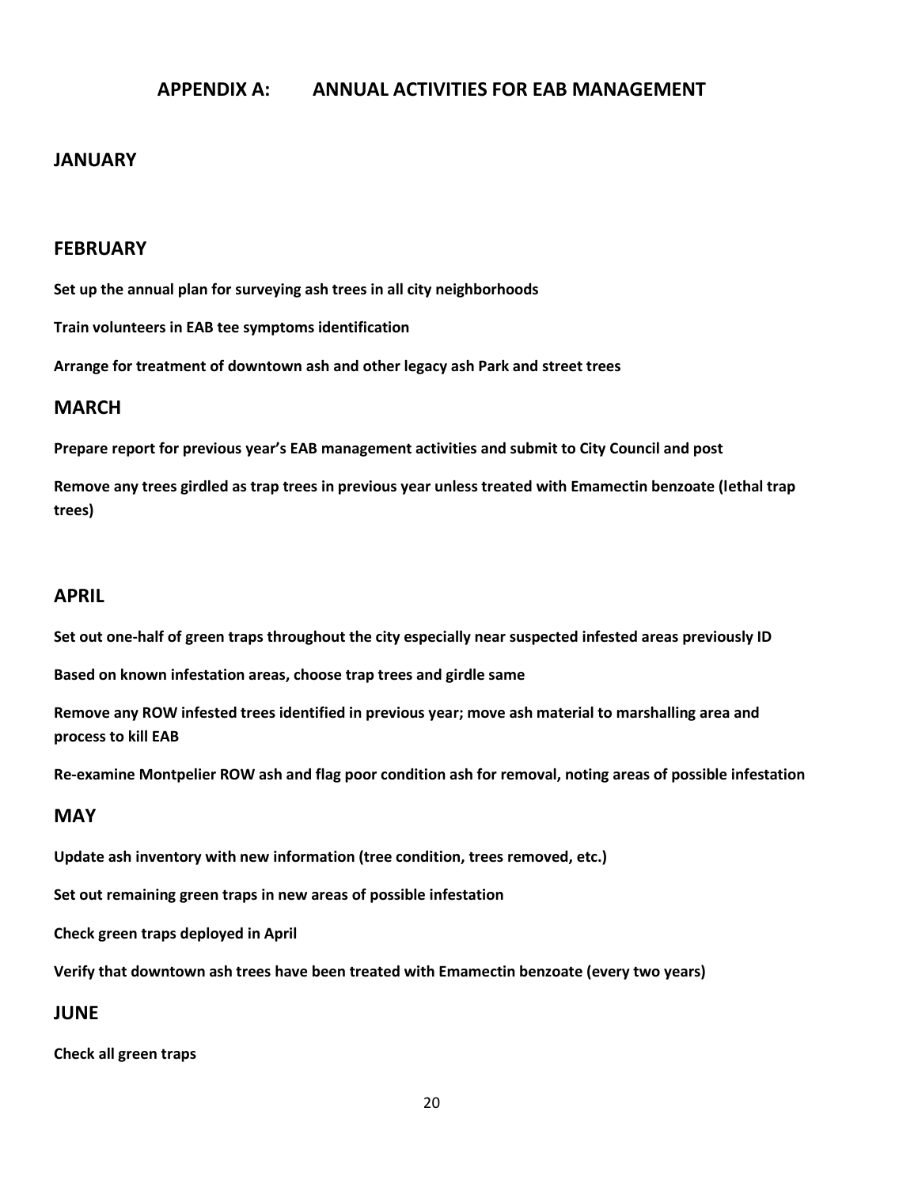# APPENDIX A: ANNUAL ACTIVITIES FOR EAB MANAGEMENT

## JANUARY

## FEBRUARY

**Set up the annual plan for surveying ash trees in all city neighborhoods**

**Train volunteers in EAB tee symptoms identification**

**Arrange for treatment of downtown ash and other legacy ash Park and street trees**

## MARCH

**Prepare report for previous year's EAB management activities and submit to City Council and post**

**Remove any trees girdled as trap trees in previous year unless treated with Emamectin benzoate (lethal trap trees)**

## APRIL

**Set out one-half of green traps throughout the city especially near suspected infested areas previously ID**

**Based on known infestation areas, choose trap trees and girdle same**

**Remove any ROW infested trees identified in previous year; move ash material to marshalling area and process to kill EAB**

**Re-examine Montpelier ROW ash and flag poor condition ash for removal, noting areas of possible infestation**

## MAY

**Update ash inventory with new information (tree condition, trees removed, etc.)**

**Set out remaining green traps in new areas of possible infestation**

**Check green traps deployed in April**

**Verify that downtown ash trees have been treated with Emamectin benzoate (every two years)**

## JUNE

**Check all green traps**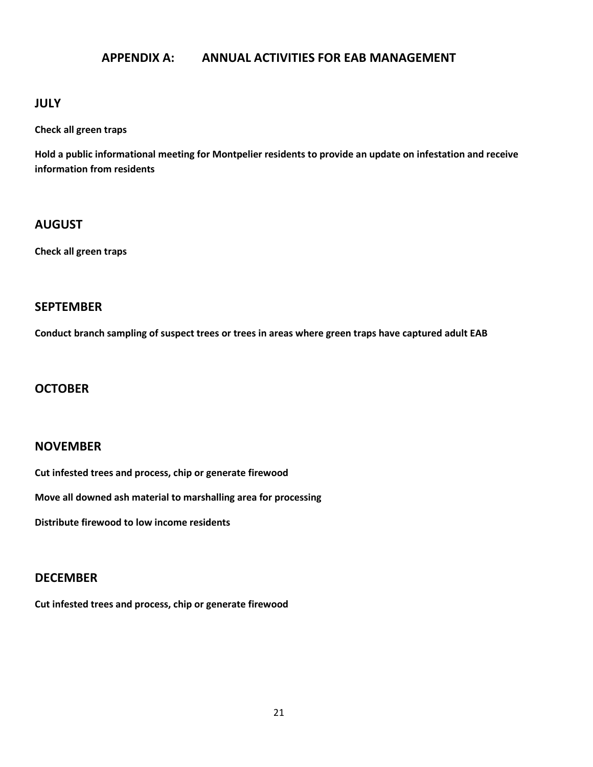# APPENDIX A: ANNUAL ACTIVITIES FOR EAB MANAGEMENT

## JULY

**Check all green traps**

**Hold a public informational meeting for Montpelier residents to provide an update on infestation and receive information from residents**

## AUGUST

**Check all green traps**

## SEPTEMBER

**Conduct branch sampling of suspect trees or trees in areas where green traps have captured adult EAB**

## OCTOBER

## NOVEMBER

**Cut infested trees and process, chip or generate firewood**

**Move all downed ash material to marshalling area for processing**

**Distribute firewood to low income residents**

## DECEMBER

**Cut infested trees and process, chip or generate firewood**